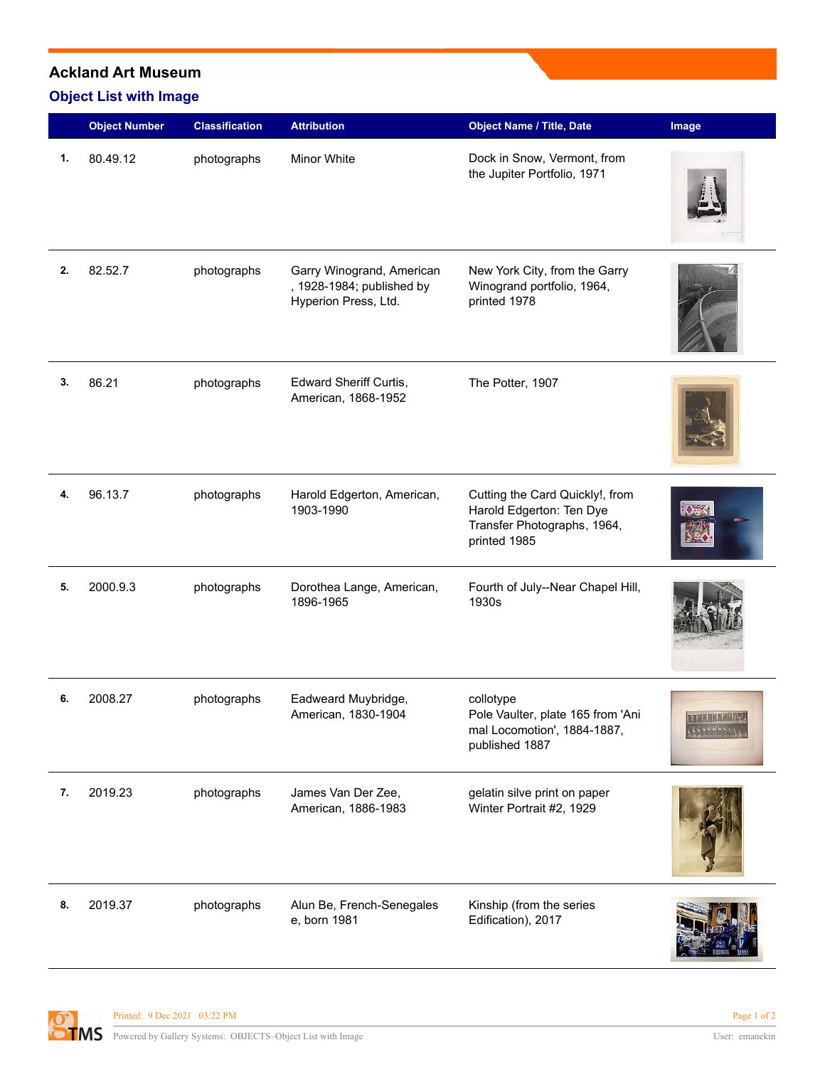# Ackland Art Museum

## Object List with Image

| | Object Number | Classification | Attribution | Object Name / Title, Date | Image |
|---|---|---|---|---|---|
| 1. | 80.49.12 | photographs | Minor White | Dock in Snow, Vermont, from the Jupiter Portfolio, 1971 | |
| 2. | 82.52.7 | photographs | Garry Winogrand, American , 1928-1984; published by Hyperion Press, Ltd. | New York City, from the Garry Winogrand portfolio, 1964, printed 1978 | |
| 3. | 86.21 | photographs | Edward Sheriff Curtis, American, 1868-1952 | The Potter, 1907 | |
| 4. | 96.13.7 | photographs | Harold Edgerton, American, 1903-1990 | Cutting the Card Quickly!, from Harold Edgerton: Ten Dye Transfer Photographs, 1964, printed 1985 | |
| 5. | 2000.9.3 | photographs | Dorothea Lange, American, 1896-1965 | Fourth of July--Near Chapel Hill, 1930s | |
| 6. | 2008.27 | photographs | Eadweard Muybridge, American, 1830-1904 | collotype<br>Pole Vaulter, plate 165 from 'Animal Locomotion', 1884-1887, published 1887 | |
| 7. | 2019.23 | photographs | James Van Der Zee, American, 1886-1983 | gelatin silve print on paper<br>Winter Portrait #2, 1929 | |
| 8. | 2019.37 | photographs | Alun Be, French-Senegalese, born 1981 | Kinship (from the series Edification), 2017 | |

Printed: 9 Dec 2021 03:22 PM

Powered by Gallery Systems: OBJECTS–Object List with Image

User: emanekin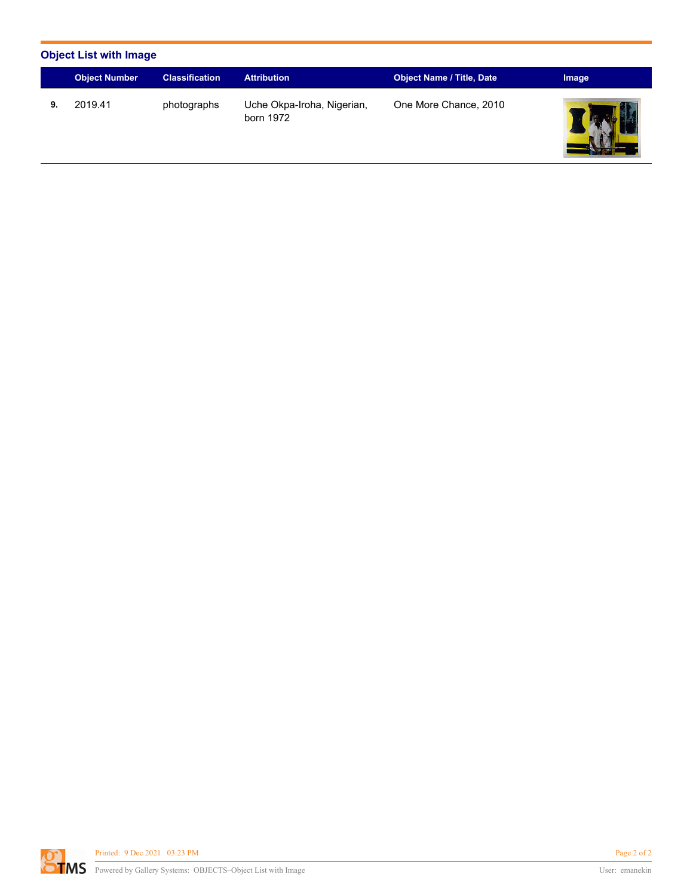## Object List with Image

| | Object Number | Classification | Attribution | Object Name / Title, Date | Image |
|---|---|---|---|---|---|
| 9. | 2019.41 | photographs | Uche Okpa-Iroha, Nigerian, born 1972 | One More Chance, 2010 | |